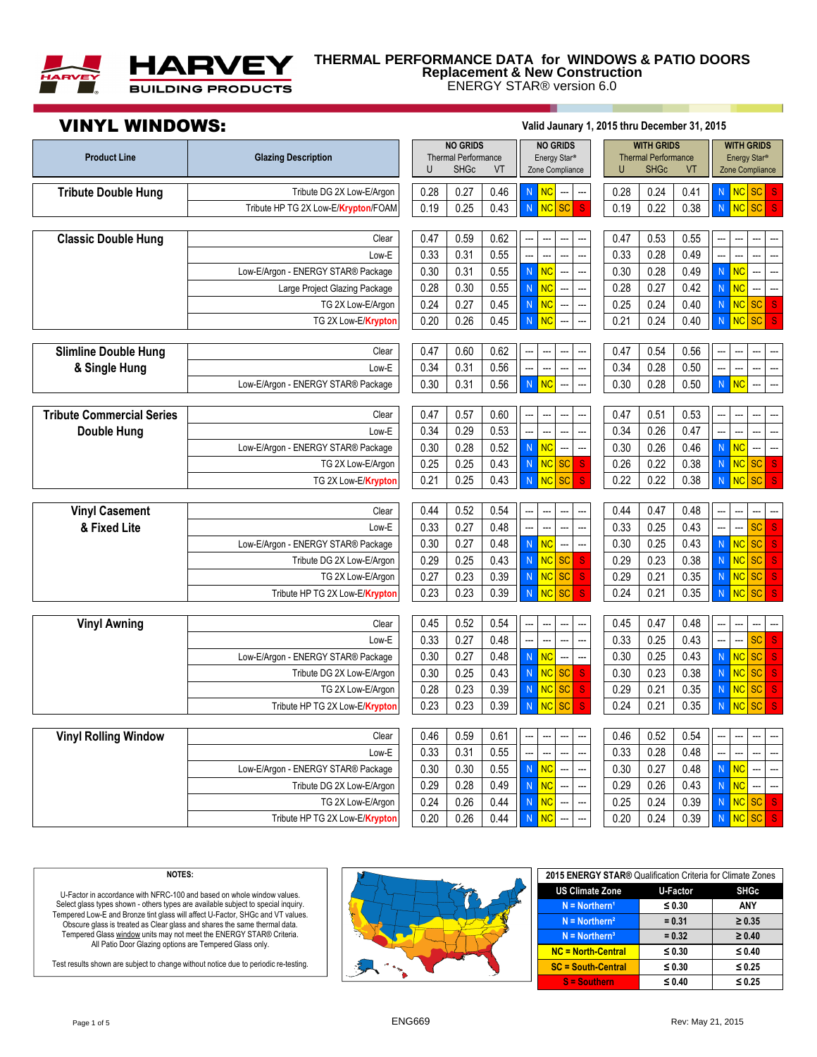# HARVEY BUILDING PRODUCTS

**THERMAL PERFORMANCE DATA for WINDOWS & PATIO DOORS**
**Replacement & New Construction**
ENERGY STAR® version 6.0

## VINYL WINDOWS:

**Valid Jaunary 1, 2015 thru December 31, 2015**

| Product Line | Glazing Description | NO GRIDS Thermal Performance U | SHGc | VT | NO GRIDS Energy Star® Zone Compliance | | | | WITH GRIDS Thermal Performance U | SHGc | VT | WITH GRIDS Energy Star® Zone Compliance | | | |
|---|---|---|---|---|---|---|---|---|---|---|---|---|---|---|---|
| **Tribute Double Hung** | Tribute DG 2X Low-E/Argon | 0.28 | 0.27 | 0.46 | N | NC | --- | --- | 0.28 | 0.24 | 0.41 | N | NC | SC | S |
| | Tribute HP TG 2X Low-E/Krypton/FOAM | 0.19 | 0.25 | 0.43 | N | NC | SC | S | 0.19 | 0.22 | 0.38 | N | NC | SC | S |
| **Classic Double Hung** | Clear | 0.47 | 0.59 | 0.62 | --- | --- | --- | --- | 0.47 | 0.53 | 0.55 | --- | --- | --- | --- |
| | Low-E | 0.33 | 0.31 | 0.55 | --- | --- | --- | --- | 0.33 | 0.28 | 0.49 | --- | --- | --- | --- |
| | Low-E/Argon - ENERGY STAR® Package | 0.30 | 0.31 | 0.55 | N | NC | --- | --- | 0.30 | 0.28 | 0.49 | N | NC | --- | --- |
| | Large Project Glazing Package | 0.28 | 0.30 | 0.55 | N | NC | --- | --- | 0.28 | 0.27 | 0.42 | N | NC | --- | --- |
| | TG 2X Low-E/Argon | 0.24 | 0.27 | 0.45 | N | NC | --- | --- | 0.25 | 0.24 | 0.40 | N | NC | SC | S |
| | TG 2X Low-E/Krypton | 0.20 | 0.26 | 0.45 | N | NC | --- | --- | 0.21 | 0.24 | 0.40 | N | NC | SC | S |
| **Slimline Double Hung & Single Hung** | Clear | 0.47 | 0.60 | 0.62 | --- | --- | --- | --- | 0.47 | 0.54 | 0.56 | --- | --- | --- | --- |
| | Low-E | 0.34 | 0.31 | 0.56 | --- | --- | --- | --- | 0.34 | 0.28 | 0.50 | --- | --- | --- | --- |
| | Low-E/Argon - ENERGY STAR® Package | 0.30 | 0.31 | 0.56 | N | NC | --- | --- | 0.30 | 0.28 | 0.50 | N | NC | --- | --- |
| **Tribute Commercial Series Double Hung** | Clear | 0.47 | 0.57 | 0.60 | --- | --- | --- | --- | 0.47 | 0.51 | 0.53 | --- | --- | --- | --- |
| | Low-E | 0.34 | 0.29 | 0.53 | --- | --- | --- | --- | 0.34 | 0.26 | 0.47 | --- | --- | --- | --- |
| | Low-E/Argon - ENERGY STAR® Package | 0.30 | 0.28 | 0.52 | N | NC | --- | --- | 0.30 | 0.26 | 0.46 | N | NC | --- | --- |
| | TG 2X Low-E/Argon | 0.25 | 0.25 | 0.43 | N | NC | SC | S | 0.26 | 0.22 | 0.38 | N | NC | SC | S |
| | TG 2X Low-E/Krypton | 0.21 | 0.25 | 0.43 | N | NC | SC | S | 0.22 | 0.22 | 0.38 | N | NC | SC | S |
| **Vinyl Casement & Fixed Lite** | Clear | 0.44 | 0.52 | 0.54 | --- | --- | --- | --- | 0.44 | 0.47 | 0.48 | --- | --- | --- | --- |
| | Low-E | 0.33 | 0.27 | 0.48 | --- | --- | --- | --- | 0.33 | 0.25 | 0.43 | --- | --- | SC | S |
| | Low-E/Argon - ENERGY STAR® Package | 0.30 | 0.27 | 0.48 | N | NC | --- | --- | 0.30 | 0.25 | 0.43 | N | NC | SC | S |
| | Tribute DG 2X Low-E/Argon | 0.29 | 0.25 | 0.43 | N | NC | SC | S | 0.29 | 0.23 | 0.38 | N | NC | SC | S |
| | TG 2X Low-E/Argon | 0.27 | 0.23 | 0.39 | N | NC | SC | S | 0.29 | 0.21 | 0.35 | N | NC | SC | S |
| | Tribute HP TG 2X Low-E/Krypton | 0.23 | 0.23 | 0.39 | N | NC | SC | S | 0.24 | 0.21 | 0.35 | N | NC | SC | S |
| **Vinyl Awning** | Clear | 0.45 | 0.52 | 0.54 | --- | --- | --- | --- | 0.45 | 0.47 | 0.48 | --- | --- | --- | --- |
| | Low-E | 0.33 | 0.27 | 0.48 | --- | --- | --- | --- | 0.33 | 0.25 | 0.43 | --- | --- | SC | S |
| | Low-E/Argon - ENERGY STAR® Package | 0.30 | 0.27 | 0.48 | N | NC | --- | --- | 0.30 | 0.25 | 0.43 | N | NC | SC | S |
| | Tribute DG 2X Low-E/Argon | 0.30 | 0.25 | 0.43 | N | NC | SC | S | 0.30 | 0.23 | 0.38 | N | NC | SC | S |
| | TG 2X Low-E/Argon | 0.28 | 0.23 | 0.39 | N | NC | SC | S | 0.29 | 0.21 | 0.35 | N | NC | SC | S |
| | Tribute HP TG 2X Low-E/Krypton | 0.23 | 0.23 | 0.39 | N | NC | SC | S | 0.24 | 0.21 | 0.35 | N | NC | SC | S |
| **Vinyl Rolling Window** | Clear | 0.46 | 0.59 | 0.61 | --- | --- | --- | --- | 0.46 | 0.52 | 0.54 | --- | --- | --- | --- |
| | Low-E | 0.33 | 0.31 | 0.55 | --- | --- | --- | --- | 0.33 | 0.28 | 0.48 | --- | --- | --- | --- |
| | Low-E/Argon - ENERGY STAR® Package | 0.30 | 0.30 | 0.55 | N | NC | --- | --- | 0.30 | 0.27 | 0.48 | N | NC | --- | --- |
| | Tribute DG 2X Low-E/Argon | 0.29 | 0.28 | 0.49 | N | NC | --- | --- | 0.29 | 0.26 | 0.43 | N | NC | --- | --- |
| | TG 2X Low-E/Argon | 0.24 | 0.26 | 0.44 | N | NC | --- | --- | 0.25 | 0.24 | 0.39 | N | NC | SC | S |
| | Tribute HP TG 2X Low-E/Krypton | 0.20 | 0.26 | 0.44 | N | NC | --- | --- | 0.20 | 0.24 | 0.39 | N | NC | SC | S |

**NOTES:**

U-Factor in accordance with NFRC-100 and based on whole window values.
Select glass types shown - others types are available subject to special inquiry.
Tempered Low-E and Bronze tint glass will affect U-Factor, SHGc and VT values.
Obscure glass is treated as Clear glass and shares the same thermal data.
Tempered Glass window units may not meet the ENERGY STAR® Criteria.
All Patio Door Glazing options are Tempered Glass only.

Test results shown are subject to change without notice due to periodic re-testing.

**2015 ENERGY STAR® Qualification Criteria for Climate Zones**

| US Climate Zone | U-Factor | SHGc |
|---|---|---|
| N = Northern[1] | ≤ 0.30 | ANY |
| N = Northern[2] | = 0.31 | ≥ 0.35 |
| N = Northern[3] | = 0.32 | ≥ 0.40 |
| NC = North-Central | ≤ 0.30 | ≤ 0.40 |
| SC = South-Central | ≤ 0.30 | ≤ 0.25 |
| S = Southern | ≤ 0.40 | ≤ 0.25 |

ENG669

Rev: May 21, 2015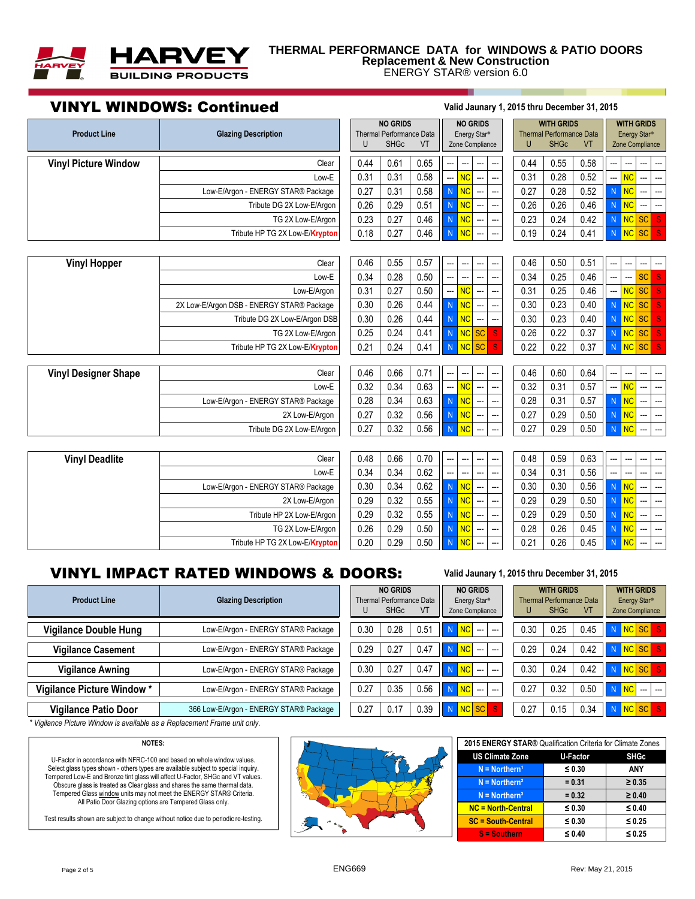**HARVEY BUILDING PRODUCTS**

# THERMAL PERFORMANCE DATA for WINDOWS & PATIO DOORS
## Replacement & New Construction
ENERGY STAR® version 6.0

## VINYL WINDOWS: Continued

Valid Jaunary 1, 2015 thru December 31, 2015

| Product Line | Glazing Description | NO GRIDS Thermal Performance Data U | SHGc | VT | NO GRIDS Energy Star® Zone Compliance | | | | WITH GRIDS Thermal Performance Data U | SHGc | VT | WITH GRIDS Energy Star® Zone Compliance | | | |
|---|---|---|---|---|---|---|---|---|---|---|---|---|---|---|---|
| Vinyl Picture Window | Clear | 0.44 | 0.61 | 0.65 | --- | --- | --- | --- | 0.44 | 0.55 | 0.58 | --- | --- | --- | --- |
| | Low-E | 0.31 | 0.31 | 0.58 | --- | NC | --- | --- | 0.31 | 0.28 | 0.52 | --- | NC | --- | --- |
| | Low-E/Argon - ENERGY STAR® Package | 0.27 | 0.31 | 0.58 | N | NC | --- | --- | 0.27 | 0.28 | 0.52 | N | NC | --- | --- |
| | Tribute DG 2X Low-E/Argon | 0.26 | 0.29 | 0.51 | N | NC | --- | --- | 0.26 | 0.26 | 0.46 | N | NC | --- | --- |
| | TG 2X Low-E/Argon | 0.23 | 0.27 | 0.46 | N | NC | --- | --- | 0.23 | 0.24 | 0.42 | N | NC | SC | S |
| | Tribute HP TG 2X Low-E/Krypton | 0.18 | 0.27 | 0.46 | N | NC | --- | --- | 0.19 | 0.24 | 0.41 | N | NC | SC | S |
| Vinyl Hopper | Clear | 0.46 | 0.55 | 0.57 | --- | --- | --- | --- | 0.46 | 0.50 | 0.51 | --- | --- | --- | --- |
| | Low-E | 0.34 | 0.28 | 0.50 | --- | --- | --- | --- | 0.34 | 0.25 | 0.46 | --- | --- | SC | S |
| | Low-E/Argon | 0.31 | 0.27 | 0.50 | --- | NC | --- | --- | 0.31 | 0.25 | 0.46 | --- | NC | SC | S |
| | 2X Low-E/Argon DSB - ENERGY STAR® Package | 0.30 | 0.26 | 0.44 | N | NC | --- | --- | 0.30 | 0.23 | 0.40 | N | NC | SC | S |
| | Tribute DG 2X Low-E/Argon DSB | 0.30 | 0.26 | 0.44 | N | NC | --- | --- | 0.30 | 0.23 | 0.40 | N | NC | SC | S |
| | TG 2X Low-E/Argon | 0.25 | 0.24 | 0.41 | N | NC | SC | S | 0.26 | 0.22 | 0.37 | N | NC | SC | S |
| | Tribute HP TG 2X Low-E/Krypton | 0.21 | 0.24 | 0.41 | N | NC | SC | S | 0.22 | 0.22 | 0.37 | N | NC | SC | S |
| Vinyl Designer Shape | Clear | 0.46 | 0.66 | 0.71 | --- | --- | --- | --- | 0.46 | 0.60 | 0.64 | --- | --- | --- | --- |
| | Low-E | 0.32 | 0.34 | 0.63 | --- | NC | --- | --- | 0.32 | 0.31 | 0.57 | --- | NC | --- | --- |
| | Low-E/Argon - ENERGY STAR® Package | 0.28 | 0.34 | 0.63 | N | NC | --- | --- | 0.28 | 0.31 | 0.57 | N | NC | --- | --- |
| | 2X Low-E/Argon | 0.27 | 0.32 | 0.56 | N | NC | --- | --- | 0.27 | 0.29 | 0.50 | N | NC | --- | --- |
| | Tribute DG 2X Low-E/Argon | 0.27 | 0.32 | 0.56 | N | NC | --- | --- | 0.27 | 0.29 | 0.50 | N | NC | --- | --- |
| Vinyl Deadlite | Clear | 0.48 | 0.66 | 0.70 | --- | --- | --- | --- | 0.48 | 0.59 | 0.63 | --- | --- | --- | --- |
| | Low-E | 0.34 | 0.34 | 0.62 | --- | --- | --- | --- | 0.34 | 0.31 | 0.56 | --- | --- | --- | --- |
| | Low-E/Argon - ENERGY STAR® Package | 0.30 | 0.34 | 0.62 | N | NC | --- | --- | 0.30 | 0.30 | 0.56 | N | NC | --- | --- |
| | 2X Low-E/Argon | 0.29 | 0.32 | 0.55 | N | NC | --- | --- | 0.29 | 0.29 | 0.50 | N | NC | --- | --- |
| | Tribute HP 2X Low-E/Argon | 0.29 | 0.32 | 0.55 | N | NC | --- | --- | 0.29 | 0.29 | 0.50 | N | NC | --- | --- |
| | TG 2X Low-E/Argon | 0.26 | 0.29 | 0.50 | N | NC | --- | --- | 0.28 | 0.26 | 0.45 | N | NC | --- | --- |
| | Tribute HP TG 2X Low-E/Krypton | 0.20 | 0.29 | 0.50 | N | NC | --- | --- | 0.21 | 0.26 | 0.45 | N | NC | --- | --- |

## VINYL IMPACT RATED WINDOWS & DOORS:

Valid Jaunary 1, 2015 thru December 31, 2015

| Product Line | Glazing Description | NO GRIDS Thermal Performance Data U | SHGc | VT | NO GRIDS Energy Star® Zone Compliance | | | | WITH GRIDS Thermal Performance Data U | SHGc | VT | WITH GRIDS Energy Star® Zone Compliance | | | |
|---|---|---|---|---|---|---|---|---|---|---|---|---|---|---|---|
| Vigilance Double Hung | Low-E/Argon - ENERGY STAR® Package | 0.30 | 0.28 | 0.51 | N | NC | --- | --- | 0.30 | 0.25 | 0.45 | N | NC | SC | S |
| Vigilance Casement | Low-E/Argon - ENERGY STAR® Package | 0.29 | 0.27 | 0.47 | N | NC | --- | --- | 0.29 | 0.24 | 0.42 | N | NC | SC | S |
| Vigilance Awning | Low-E/Argon - ENERGY STAR® Package | 0.30 | 0.27 | 0.47 | N | NC | --- | --- | 0.30 | 0.24 | 0.42 | N | NC | SC | S |
| Vigilance Picture Window * | Low-E/Argon - ENERGY STAR® Package | 0.27 | 0.35 | 0.56 | N | NC | --- | --- | 0.27 | 0.32 | 0.50 | N | NC | --- | --- |
| Vigilance Patio Door | 366 Low-E/Argon - ENERGY STAR® Package | 0.27 | 0.17 | 0.39 | N | NC | SC | S | 0.27 | 0.15 | 0.34 | N | NC | SC | S |

*\* Vigilance Picture Window is available as a Replacement Frame unit only.*

**NOTES:**

U-Factor in accordance with NFRC-100 and based on whole window values.
Select glass types shown - others types are available subject to special inquiry.
Tempered Low-E and Bronze tint glass will affect U-Factor, SHGc and VT values.
Obscure glass is treated as Clear glass and shares the same thermal data.
Tempered Glass window units may not meet the ENERGY STAR® Criteria.
All Patio Door Glazing options are Tempered Glass only.

Test results shown are subject to change without notice due to periodic re-testing.

**2015 ENERGY STAR® Qualification Criteria for Climate Zones**

| US Climate Zone | U-Factor | SHGc |
|---|---|---|
| N = Northern[1] | ≤ 0.30 | ANY |
| N = Northern[2] | = 0.31 | ≥ 0.35 |
| N = Northern[3] | = 0.32 | ≥ 0.40 |
| NC = North-Central | ≤ 0.30 | ≤ 0.40 |
| SC = South-Central | ≤ 0.30 | ≤ 0.25 |
| S = Southern | ≤ 0.40 | ≤ 0.25 |

ENG669

Rev: May 21, 2015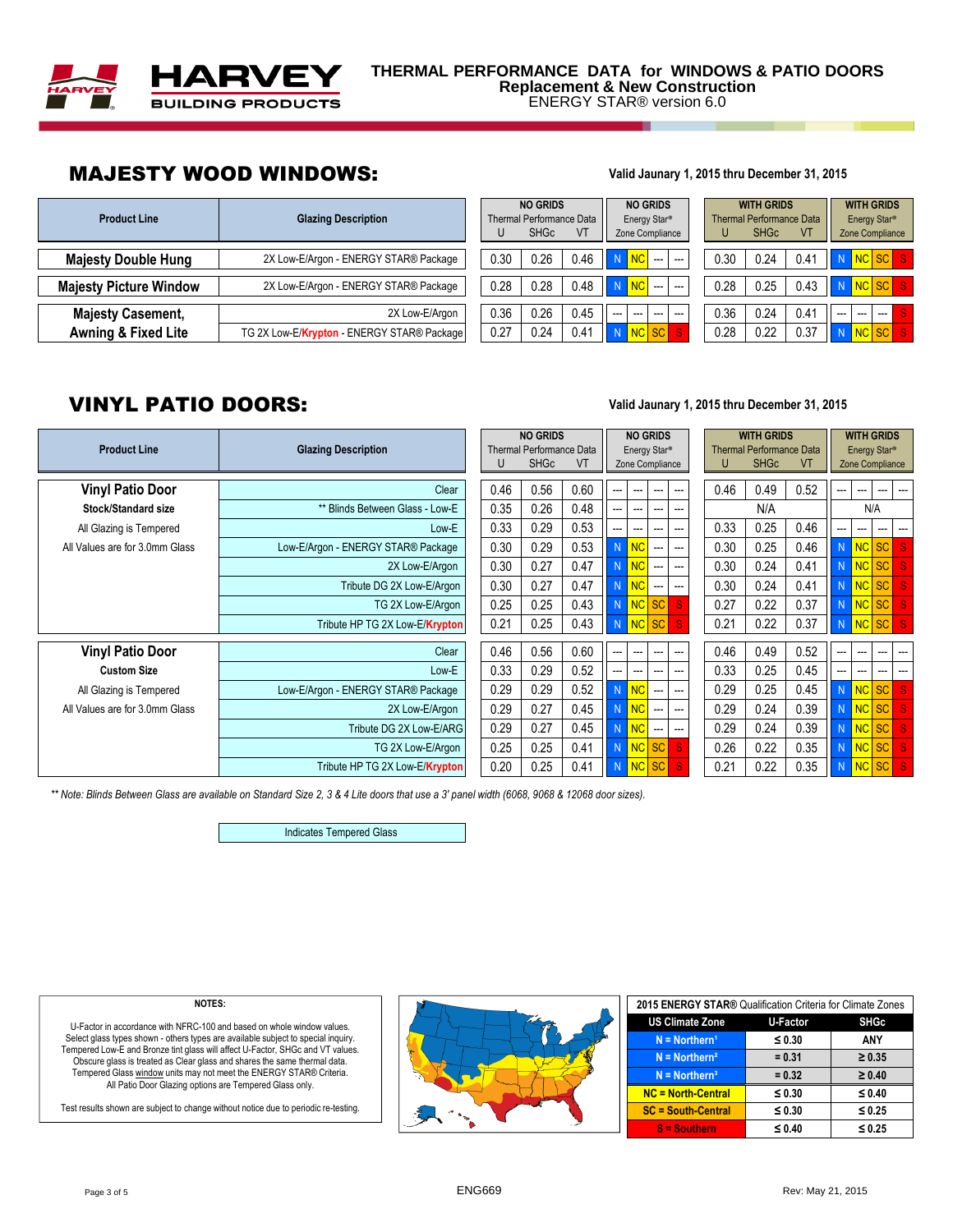# HARVEY BUILDING PRODUCTS

**THERMAL PERFORMANCE DATA for WINDOWS & PATIO DOORS**
**Replacement & New Construction**
ENERGY STAR® version 6.0

## MAJESTY WOOD WINDOWS:

**Valid Jaunary 1, 2015 thru December 31, 2015**

| Product Line | Glazing Description | NO GRIDS Thermal Performance Data U | SHGc | VT | NO GRIDS Energy Star® Zone Compliance | | | | WITH GRIDS Thermal Performance Data U | SHGc | VT | WITH GRIDS Energy Star® Zone Compliance | | | |
|---|---|---|---|---|---|---|---|---|---|---|---|---|---|---|---|
| Majesty Double Hung | 2X Low-E/Argon - ENERGY STAR® Package | 0.30 | 0.26 | 0.46 | N | NC | --- | --- | 0.30 | 0.24 | 0.41 | N | NC | SC | S |
| Majesty Picture Window | 2X Low-E/Argon - ENERGY STAR® Package | 0.28 | 0.28 | 0.48 | N | NC | --- | --- | 0.28 | 0.25 | 0.43 | N | NC | SC | S |
| Majesty Casement, Awning & Fixed Lite | 2X Low-E/Argon | 0.36 | 0.26 | 0.45 | --- | --- | --- | --- | 0.36 | 0.24 | 0.41 | --- | --- | --- | S |
| | TG 2X Low-E/Krypton - ENERGY STAR® Package | 0.27 | 0.24 | 0.41 | N | NC | SC | S | 0.28 | 0.22 | 0.37 | N | NC | SC | S |

## VINYL PATIO DOORS:

**Valid Jaunary 1, 2015 thru December 31, 2015**

| Product Line | Glazing Description | NO GRIDS Thermal Performance Data U | SHGc | VT | NO GRIDS Energy Star® Zone Compliance | | | | WITH GRIDS Thermal Performance Data U | SHGc | VT | WITH GRIDS Energy Star® Zone Compliance | | | |
|---|---|---|---|---|---|---|---|---|---|---|---|---|---|---|---|
| **Vinyl Patio Door** | Clear | 0.46 | 0.56 | 0.60 | --- | --- | --- | --- | 0.46 | 0.49 | 0.52 | --- | --- | --- | --- |
| **Stock/Standard size** | ** Blinds Between Glass - Low-E | 0.35 | 0.26 | 0.48 | --- | --- | --- | --- | N/A | | | N/A | | | |
| All Glazing is Tempered | Low-E | 0.33 | 0.29 | 0.53 | --- | --- | --- | --- | 0.33 | 0.25 | 0.46 | --- | --- | --- | --- |
| All Values are for 3.0mm Glass | Low-E/Argon - ENERGY STAR® Package | 0.30 | 0.29 | 0.53 | N | NC | --- | --- | 0.30 | 0.25 | 0.46 | N | NC | SC | S |
| | 2X Low-E/Argon | 0.30 | 0.27 | 0.47 | N | NC | --- | --- | 0.30 | 0.24 | 0.41 | N | NC | SC | S |
| | Tribute DG 2X Low-E/Argon | 0.30 | 0.27 | 0.47 | N | NC | --- | --- | 0.30 | 0.24 | 0.41 | N | NC | SC | S |
| | TG 2X Low-E/Argon | 0.25 | 0.25 | 0.43 | N | NC | SC | S | 0.27 | 0.22 | 0.37 | N | NC | SC | S |
| | Tribute HP TG 2X Low-E/Krypton | 0.21 | 0.25 | 0.43 | N | NC | SC | S | 0.21 | 0.22 | 0.37 | N | NC | SC | S |
| **Vinyl Patio Door** | Clear | 0.46 | 0.56 | 0.60 | --- | --- | --- | --- | 0.46 | 0.49 | 0.52 | --- | --- | --- | --- |
| **Custom Size** | Low-E | 0.33 | 0.29 | 0.52 | --- | --- | --- | --- | 0.33 | 0.25 | 0.45 | --- | --- | --- | --- |
| All Glazing is Tempered | Low-E/Argon - ENERGY STAR® Package | 0.29 | 0.29 | 0.52 | N | NC | --- | --- | 0.29 | 0.25 | 0.45 | N | NC | SC | S |
| All Values are for 3.0mm Glass | 2X Low-E/Argon | 0.29 | 0.27 | 0.45 | N | NC | --- | --- | 0.29 | 0.24 | 0.39 | N | NC | SC | S |
| | Tribute DG 2X Low-E/ARG | 0.29 | 0.27 | 0.45 | N | NC | --- | --- | 0.29 | 0.24 | 0.39 | N | NC | SC | S |
| | TG 2X Low-E/Argon | 0.25 | 0.25 | 0.41 | N | NC | SC | S | 0.26 | 0.22 | 0.35 | N | NC | SC | S |
| | Tribute HP TG 2X Low-E/Krypton | 0.20 | 0.25 | 0.41 | N | NC | SC | S | 0.21 | 0.22 | 0.35 | N | NC | SC | S |

*** Note: Blinds Between Glass are available on Standard Size 2, 3 & 4 Lite doors that use a 3' panel width (6068, 9068 & 12068 door sizes).*

Indicates Tempered Glass

**NOTES:**

U-Factor in accordance with NFRC-100 and based on whole window values.
Select glass types shown - others types are available subject to special inquiry.
Tempered Low-E and Bronze tint glass will affect U-Factor, SHGc and VT values.
Obscure glass is treated as Clear glass and shares the same thermal data.
Tempered Glass window units may not meet the ENERGY STAR® Criteria.
All Patio Door Glazing options are Tempered Glass only.

Test results shown are subject to change without notice due to periodic re-testing.

**2015 ENERGY STAR® Qualification Criteria for Climate Zones**

| US Climate Zone | U-Factor | SHGC |
|---|---|---|
| N = Northern[1] | ≤ 0.30 | ANY |
| N = Northern[2] | = 0.31 | ≥ 0.35 |
| N = Northern[3] | = 0.32 | ≥ 0.40 |
| NC = North-Central | ≤ 0.30 | ≤ 0.40 |
| SC = South-Central | ≤ 0.30 | ≤ 0.25 |
| S = Southern | ≤ 0.40 | ≤ 0.25 |

ENG669

Rev: May 21, 2015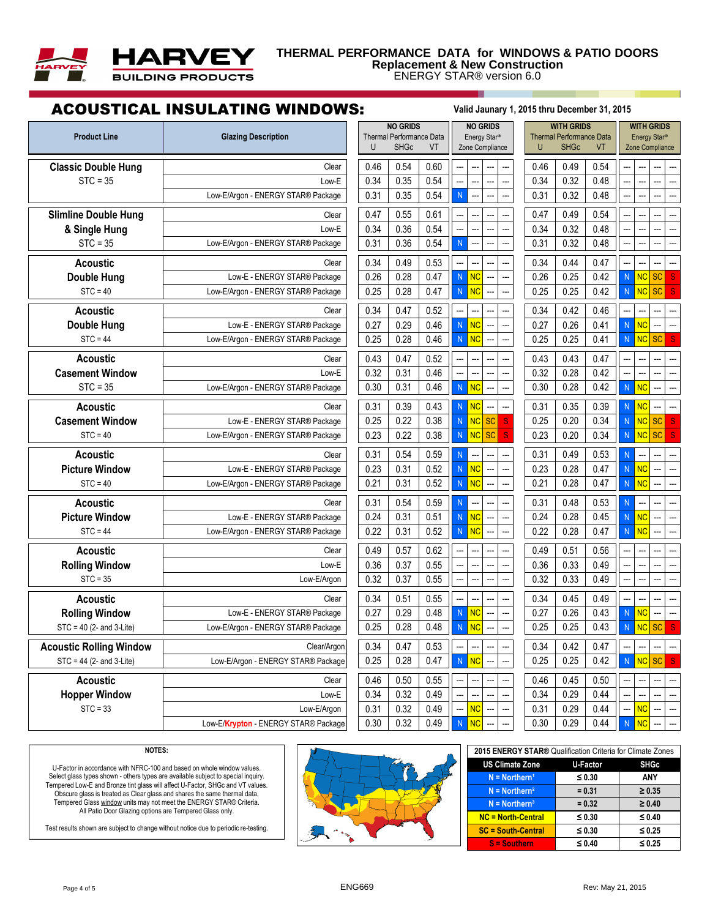# HARVEY BUILDING PRODUCTS

## THERMAL PERFORMANCE DATA for WINDOWS & PATIO DOORS
### Replacement & New Construction
ENERGY STAR® version 6.0

## ACOUSTICAL INSULATING WINDOWS:

**Valid Jaunary 1, 2015 thru December 31, 2015**

| Product Line | Glazing Description | NO GRIDS Thermal Performance Data U | SHGc | VT | NO GRIDS Energy Star® Zone Compliance | | | | WITH GRIDS Thermal Performance Data U | SHGc | VT | WITH GRIDS Energy Star® Zone Compliance | | | |
|---|---|---|---|---|---|---|---|---|---|---|---|---|---|---|---|
| Classic Double Hung STC = 35 | Clear | 0.46 | 0.54 | 0.60 | --- | --- | --- | --- | 0.46 | 0.49 | 0.54 | --- | --- | --- | --- |
| | Low-E | 0.34 | 0.35 | 0.54 | --- | --- | --- | --- | 0.34 | 0.32 | 0.48 | --- | --- | --- | --- |
| | Low-E/Argon - ENERGY STAR® Package | 0.31 | 0.35 | 0.54 | N | --- | --- | --- | 0.31 | 0.32 | 0.48 | --- | --- | --- | --- |
| Slimline Double Hung & Single Hung STC = 35 | Clear | 0.47 | 0.55 | 0.61 | --- | --- | --- | --- | 0.47 | 0.49 | 0.54 | --- | --- | --- | --- |
| | Low-E | 0.34 | 0.36 | 0.54 | --- | --- | --- | --- | 0.34 | 0.32 | 0.48 | --- | --- | --- | --- |
| | Low-E/Argon - ENERGY STAR® Package | 0.31 | 0.36 | 0.54 | N | --- | --- | --- | 0.31 | 0.32 | 0.48 | --- | --- | --- | --- |
| Acoustic Double Hung STC = 40 | Clear | 0.34 | 0.49 | 0.53 | --- | --- | --- | --- | 0.34 | 0.44 | 0.47 | --- | --- | --- | --- |
| | Low-E - ENERGY STAR® Package | 0.26 | 0.28 | 0.47 | N | NC | --- | --- | 0.26 | 0.25 | 0.42 | N | NC | SC | S |
| | Low-E/Argon - ENERGY STAR® Package | 0.25 | 0.28 | 0.47 | N | NC | --- | --- | 0.25 | 0.25 | 0.42 | N | NC | SC | S |
| Acoustic Double Hung STC = 44 | Clear | 0.34 | 0.47 | 0.52 | --- | --- | --- | --- | 0.34 | 0.42 | 0.46 | --- | --- | --- | --- |
| | Low-E - ENERGY STAR® Package | 0.27 | 0.29 | 0.46 | N | NC | --- | --- | 0.27 | 0.26 | 0.41 | N | NC | --- | --- |
| | Low-E/Argon - ENERGY STAR® Package | 0.25 | 0.28 | 0.46 | N | NC | --- | --- | 0.25 | 0.25 | 0.41 | N | NC | SC | S |
| Acoustic Casement Window STC = 35 | Clear | 0.43 | 0.47 | 0.52 | --- | --- | --- | --- | 0.43 | 0.43 | 0.47 | --- | --- | --- | --- |
| | Low-E | 0.32 | 0.31 | 0.46 | --- | --- | --- | --- | 0.32 | 0.28 | 0.42 | --- | --- | --- | --- |
| | Low-E/Argon - ENERGY STAR® Package | 0.30 | 0.31 | 0.46 | N | NC | --- | --- | 0.30 | 0.28 | 0.42 | N | NC | --- | --- |
| Acoustic Casement Window STC = 40 | Clear | 0.31 | 0.39 | 0.43 | N | NC | --- | --- | 0.31 | 0.35 | 0.39 | N | NC | --- | --- |
| | Low-E - ENERGY STAR® Package | 0.25 | 0.22 | 0.38 | N | NC | SC | S | 0.25 | 0.20 | 0.34 | N | NC | SC | S |
| | Low-E/Argon - ENERGY STAR® Package | 0.23 | 0.22 | 0.38 | N | NC | SC | S | 0.23 | 0.20 | 0.34 | N | NC | SC | S |
| Acoustic Picture Window STC = 40 | Clear | 0.31 | 0.54 | 0.59 | N | --- | --- | --- | 0.31 | 0.49 | 0.53 | N | --- | --- | --- |
| | Low-E - ENERGY STAR® Package | 0.23 | 0.31 | 0.52 | N | NC | --- | --- | 0.23 | 0.28 | 0.47 | N | NC | --- | --- |
| | Low-E/Argon - ENERGY STAR® Package | 0.21 | 0.31 | 0.52 | N | NC | --- | --- | 0.21 | 0.28 | 0.47 | N | NC | --- | --- |
| Acoustic Picture Window STC = 44 | Clear | 0.31 | 0.54 | 0.59 | N | --- | --- | --- | 0.31 | 0.48 | 0.53 | N | --- | --- | --- |
| | Low-E - ENERGY STAR® Package | 0.24 | 0.31 | 0.51 | N | NC | --- | --- | 0.24 | 0.28 | 0.45 | N | NC | --- | --- |
| | Low-E/Argon - ENERGY STAR® Package | 0.22 | 0.31 | 0.52 | N | NC | --- | --- | 0.22 | 0.28 | 0.47 | N | NC | --- | --- |
| Acoustic Rolling Window STC = 35 | Clear | 0.49 | 0.57 | 0.62 | --- | --- | --- | --- | 0.49 | 0.51 | 0.56 | --- | --- | --- | --- |
| | Low-E | 0.36 | 0.37 | 0.55 | --- | --- | --- | --- | 0.36 | 0.33 | 0.49 | --- | --- | --- | --- |
| | Low-E/Argon | 0.32 | 0.37 | 0.55 | --- | --- | --- | --- | 0.32 | 0.33 | 0.49 | --- | --- | --- | --- |
| Acoustic Rolling Window STC = 40 (2- and 3-Lite) | Clear | 0.34 | 0.51 | 0.55 | --- | --- | --- | --- | 0.34 | 0.45 | 0.49 | --- | --- | --- | --- |
| | Low-E - ENERGY STAR® Package | 0.27 | 0.29 | 0.48 | N | NC | --- | --- | 0.27 | 0.26 | 0.43 | N | NC | --- | --- |
| | Low-E/Argon - ENERGY STAR® Package | 0.25 | 0.28 | 0.48 | N | NC | --- | --- | 0.25 | 0.25 | 0.43 | N | NC | SC | S |
| Acoustic Rolling Window STC = 44 (2- and 3-Lite) | Clear/Argon | 0.34 | 0.47 | 0.53 | --- | --- | --- | --- | 0.34 | 0.42 | 0.47 | --- | --- | --- | --- |
| | Low-E/Argon - ENERGY STAR® Package | 0.25 | 0.28 | 0.47 | N | NC | --- | --- | 0.25 | 0.25 | 0.42 | N | NC | SC | S |
| Acoustic Hopper Window STC = 33 | Clear | 0.46 | 0.50 | 0.55 | --- | --- | --- | --- | 0.46 | 0.45 | 0.50 | --- | --- | --- | --- |
| | Low-E | 0.34 | 0.32 | 0.49 | --- | --- | --- | --- | 0.34 | 0.29 | 0.44 | --- | --- | --- | --- |
| | Low-E/Argon | 0.31 | 0.32 | 0.49 | --- | NC | --- | --- | 0.31 | 0.29 | 0.44 | --- | NC | --- | --- |
| | Low-E/Krypton - ENERGY STAR® Package | 0.30 | 0.32 | 0.49 | N | NC | --- | --- | 0.30 | 0.29 | 0.44 | N | NC | --- | --- |

**NOTES:**

U-Factor in accordance with NFRC-100 and based on whole window values.
Select glass types shown - others types are available subject to special inquiry.
Tempered Low-E and Bronze tint glass will affect U-Factor, SHGc and VT values.
Obscure glass is treated as Clear glass and shares the same thermal data.
Tempered Glass window units may not meet the ENERGY STAR® Criteria.
All Patio Door Glazing options are Tempered Glass only.

Test results shown are subject to change without notice due to periodic re-testing.

**2015 ENERGY STAR® Qualification Criteria for Climate Zones**

| US Climate Zone | U-Factor | SHGc |
|---|---|---|
| N = Northern[1] | ≤ 0.30 | ANY |
| N = Northern[2] | = 0.31 | ≥ 0.35 |
| N = Northern[3] | = 0.32 | ≥ 0.40 |
| NC = North-Central | ≤ 0.30 | ≤ 0.40 |
| SC = South-Central | ≤ 0.30 | ≤ 0.25 |
| S = Southern | ≤ 0.40 | ≤ 0.25 |

ENG669

Rev: May 21, 2015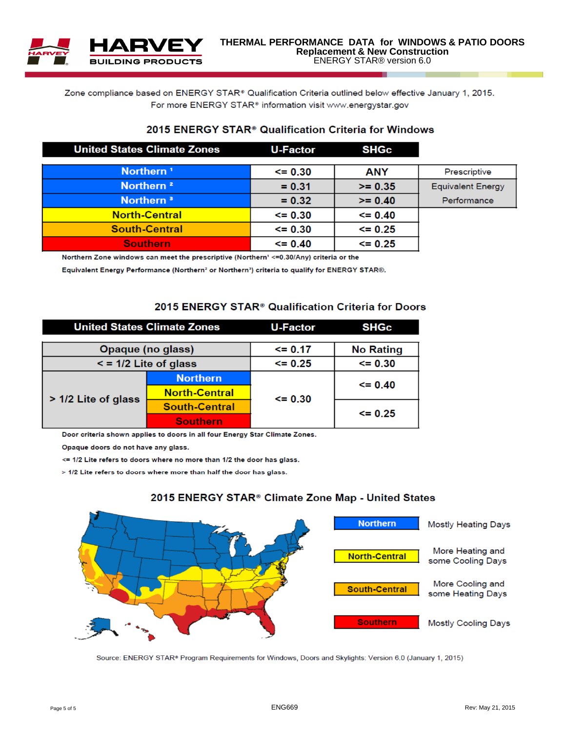THERMAL PERFORMANCE DATA for WINDOWS & PATIO DOORS
Replacement & New Construction
ENERGY STAR® version 6.0

Zone compliance based on ENERGY STAR® Qualification Criteria outlined below effective January 1, 2015.
For more ENERGY STAR® information visit www.energystar.gov

## 2015 ENERGY STAR® Qualification Criteria for Windows

| United States Climate Zones | U-Factor | SHGc | |
|---|---|---|---|
| Northern [1] | <= 0.30 | ANY | Prescriptive |
| Northern [2] | = 0.31 | >= 0.35 | Equivalent Energy Performance |
| Northern [3] | = 0.32 | >= 0.40 | |
| North-Central | <= 0.30 | <= 0.40 | |
| South-Central | <= 0.30 | <= 0.25 | |
| Southern | <= 0.40 | <= 0.25 | |

**Northern Zone windows can meet the prescriptive (Northern[1] <=0.30/Any) criteria or the Equivalent Energy Performance (Northern[2] or Northern[3]) criteria to qualify for ENERGY STAR®.**

## 2015 ENERGY STAR® Qualification Criteria for Doors

| United States Climate Zones | | U-Factor | SHGc |
|---|---|---|---|
| Opaque (no glass) | | <= 0.17 | No Rating |
| < = 1/2 Lite of glass | | <= 0.25 | <= 0.30 |
| > 1/2 Lite of glass | Northern | <= 0.30 | <= 0.40 |
| | North-Central | | |
| | South-Central | | <= 0.25 |
| | Southern | | |

**Door criteria shown applies to doors in all four Energy Star Climate Zones.**

**Opaque doors do not have any glass.**

**<= 1/2 Lite refers to doors where no more than 1/2 the door has glass.**

**> 1/2 Lite refers to doors where more than half the door has glass.**

## 2015 ENERGY STAR® Climate Zone Map - United States

Northern — Mostly Heating Days

North-Central — More Heating and some Cooling Days

South-Central — More Cooling and some Heating Days

Southern — Mostly Cooling Days

Source: ENERGY STAR® Program Requirements for Windows, Doors and Skylights: Version 6.0 (January 1, 2015)

ENG669

Rev: May 21, 2015